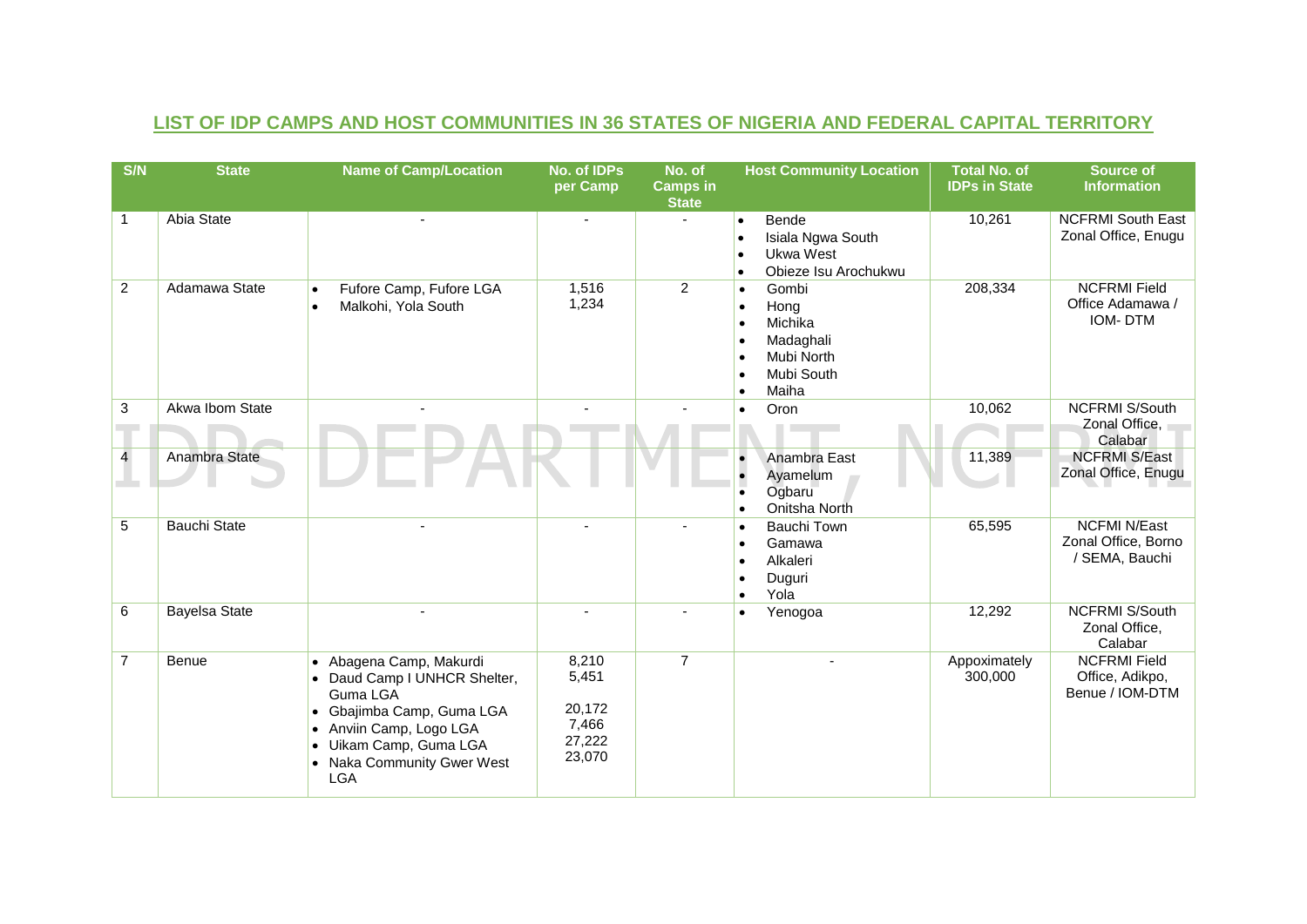# LIST OF IDP CAMPS AND HOST COMMUNITIES IN 36 STATES OF NIGERIA AND FEDERAL CAPITAL TERRITORY

| S/N | State | Name of Camp/Location | No. of IDPs per Camp | No. of Camps in State | Host Community Location | Total No. of IDPs in State | Source of Information |
|---|---|---|---|---|---|---|---|
| 1 | Abia State | - | - | - | • Bende<br>• Isiala Ngwa South<br>• Ukwa West<br>• Obieze Isu Arochukwu | 10,261 | NCFRMI South East Zonal Office, Enugu |
| 2 | Adamawa State | • Fufore Camp, Fufore LGA<br>• Malkohi, Yola South | 1,516<br>1,234 | 2 | • Gombi<br>• Hong<br>• Michika<br>• Madaghali<br>• Mubi North<br>• Mubi South<br>• Maiha | 208,334 | NCFRMI Field Office Adamawa / IOM- DTM |
| 3 | Akwa Ibom State | - | - | - | • Oron | 10,062 | NCFRMI S/South Zonal Office, Calabar |
| 4 | Anambra State | | | | • Anambra East<br>• Ayamelum<br>• Ogbaru<br>• Onitsha North | 11,389 | NCFRMI S/East Zonal Office, Enugu |
| 5 | Bauchi State | - | - | - | • Bauchi Town<br>• Gamawa<br>• Alkaleri<br>• Duguri<br>• Yola | 65,595 | NCFMI N/East Zonal Office, Borno / SEMA, Bauchi |
| 6 | Bayelsa State | - | - | - | • Yenogoa | 12,292 | NCFRMI S/South Zonal Office, Calabar |
| 7 | Benue | • Abagena Camp, Makurdi<br>• Daud Camp I UNHCR Shelter, Guma LGA<br>• Gbajimba Camp, Guma LGA<br>• Anviin Camp, Logo LGA<br>• Uikam Camp, Guma LGA<br>• Naka Community Gwer West LGA | 8,210<br>5,451<br>20,172<br>7,466<br>27,222<br>23,070 | 7 | - | Appoximately 300,000 | NCFRMI Field Office, Adikpo, Benue / IOM-DTM |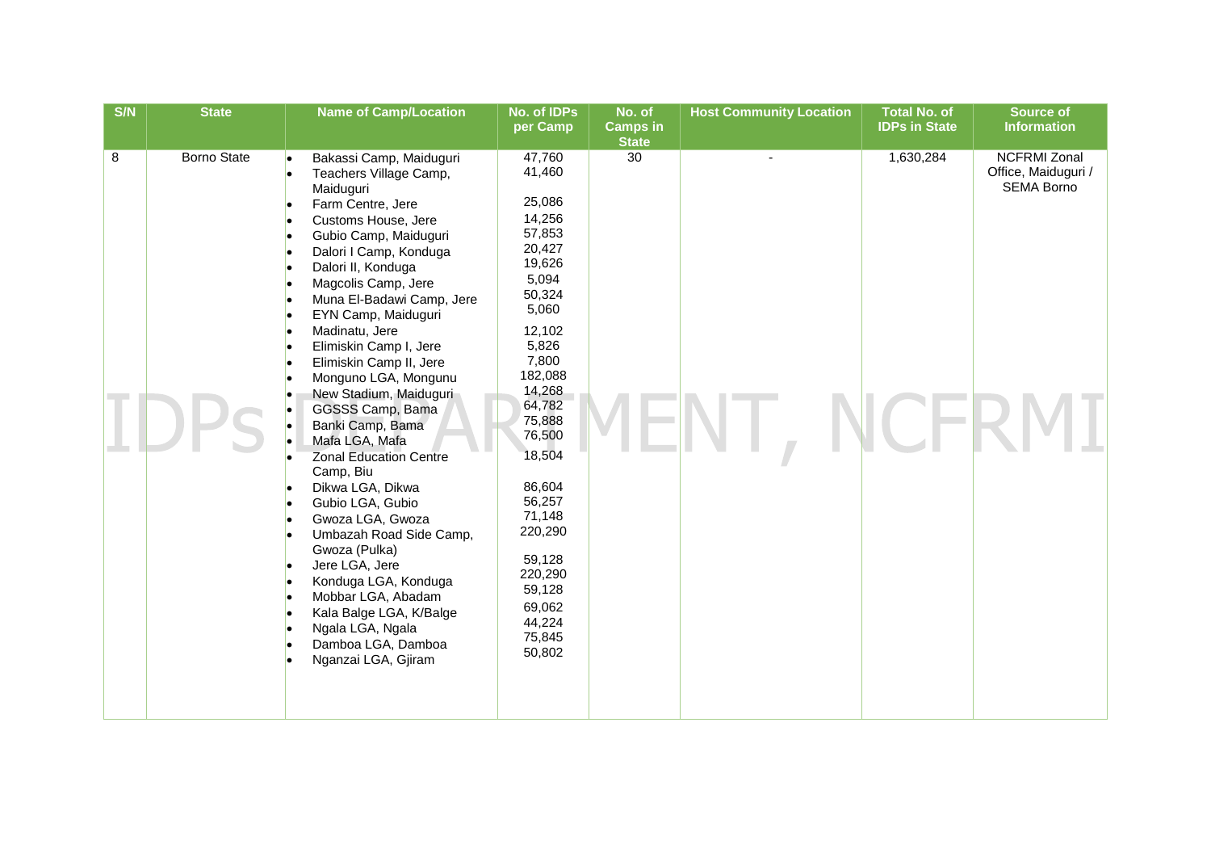| S/N | State | Name of Camp/Location | No. of IDPs per Camp | No. of Camps in State | Host Community Location | Total No. of IDPs in State | Source of Information |
|---|---|---|---|---|---|---|---|
| 8 | Borno State | • Bakassi Camp, Maiduguri<br>• Teachers Village Camp, Maiduguri<br>• Farm Centre, Jere<br>• Customs House, Jere<br>• Gubio Camp, Maiduguri<br>• Dalori I Camp, Konduga<br>• Dalori II, Konduga<br>• Magcolis Camp, Jere<br>• Muna El-Badawi Camp, Jere<br>• EYN Camp, Maiduguri<br>• Madinatu, Jere<br>• Elimiskin Camp I, Jere<br>• Elimiskin Camp II, Jere<br>• Monguno LGA, Mongunu<br>• New Stadium, Maiduguri<br>• GGSSS Camp, Bama<br>• Banki Camp, Bama<br>• Mafa LGA, Mafa<br>• Zonal Education Centre Camp, Biu<br>• Dikwa LGA, Dikwa<br>• Gubio LGA, Gubio<br>• Gwoza LGA, Gwoza<br>• Umbazah Road Side Camp, Gwoza (Pulka)<br>• Jere LGA, Jere<br>• Konduga LGA, Konduga<br>• Mobbar LGA, Abadam<br>• Kala Balge LGA, K/Balge<br>• Ngala LGA, Ngala<br>• Damboa LGA, Damboa<br>• Nganzai LGA, Gjiram | 47,760<br>41,460<br>25,086<br>14,256<br>57,853<br>20,427<br>19,626<br>5,094<br>50,324<br>5,060<br>12,102<br>5,826<br>7,800<br>182,088<br>14,268<br>64,782<br>75,888<br>76,500<br>18,504<br>86,604<br>56,257<br>71,148<br>220,290<br>59,128<br>220,290<br>59,128<br>69,062<br>44,224<br>75,845<br>50,802 | 30 | - | 1,630,284 | NCFRMI Zonal Office, Maiduguri / SEMA Borno |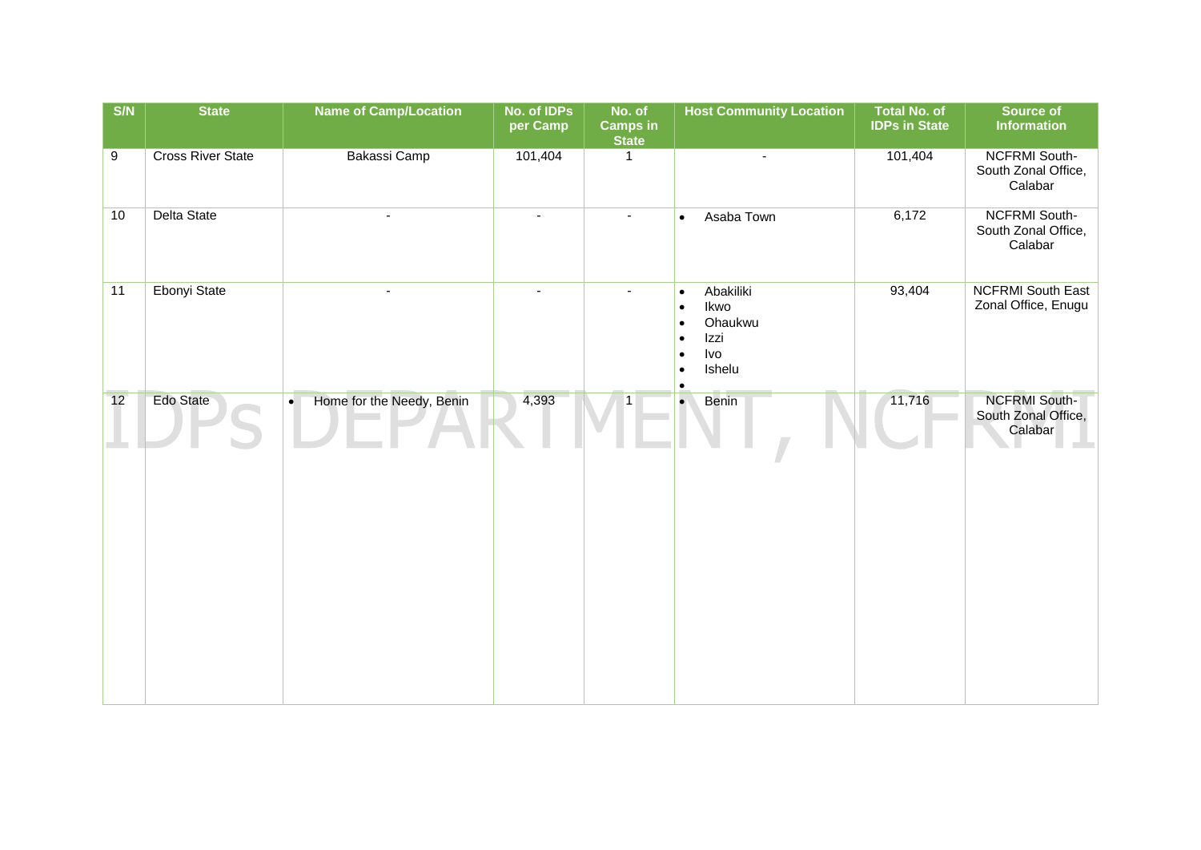| S/N | State | Name of Camp/Location | No. of IDPs per Camp | No. of Camps in State | Host Community Location | Total No. of IDPs in State | Source of Information |
|---|---|---|---|---|---|---|---|
| 9 | Cross River State | Bakassi Camp | 101,404 | 1 | - | 101,404 | NCFRMI South-South Zonal Office, Calabar |
| 10 | Delta State | - | - | - | • Asaba Town | 6,172 | NCFRMI South-South Zonal Office, Calabar |
| 11 | Ebonyi State | - | - | - | • Abakiliki<br>• Ikwo<br>• Ohaukwu<br>• Izzi<br>• Ivo<br>• Ishelu<br>• | 93,404 | NCFRMI South East Zonal Office, Enugu |
| 12 | Edo State | • Home for the Needy, Benin | 4,393 | 1 | • Benin | 11,716 | NCFRMI South-South Zonal Office, Calabar |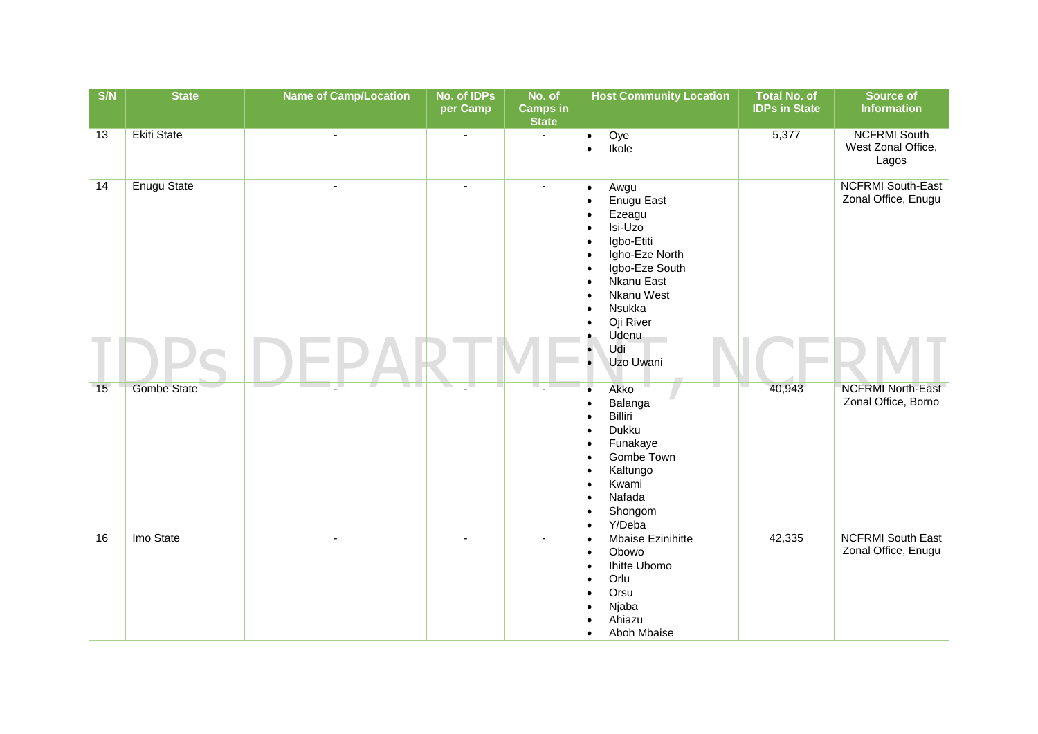| S/N | State | Name of Camp/Location | No. of IDPs per Camp | No. of Camps in State | Host Community Location | Total No. of IDPs in State | Source of Information |
|---|---|---|---|---|---|---|---|
| 13 | Ekiti State | - | - | - | • Oye<br>• Ikole | 5,377 | NCFRMI South West Zonal Office, Lagos |
| 14 | Enugu State | - | - | - | • Awgu<br>• Enugu East<br>• Ezeagu<br>• Isi-Uzo<br>• Igbo-Etiti<br>• Igho-Eze North<br>• Igbo-Eze South<br>• Nkanu East<br>• Nkanu West<br>• Nsukka<br>• Oji River<br>• Udenu<br>• Udi<br>• Uzo Uwani | | NCFRMI South-East Zonal Office, Enugu |
| 15 | Gombe State | - | - | - | • Akko<br>• Balanga<br>• Billiri<br>• Dukku<br>• Funakaye<br>• Gombe Town<br>• Kaltungo<br>• Kwami<br>• Nafada<br>• Shongom<br>• Y/Deba | 40,943 | NCFRMI North-East Zonal Office, Borno |
| 16 | Imo State | - | - | - | • Mbaise Ezinihitte<br>• Obowo<br>• Ihitte Ubomo<br>• Orlu<br>• Orsu<br>• Njaba<br>• Ahiazu<br>• Aboh Mbaise | 42,335 | NCFRMI South East Zonal Office, Enugu |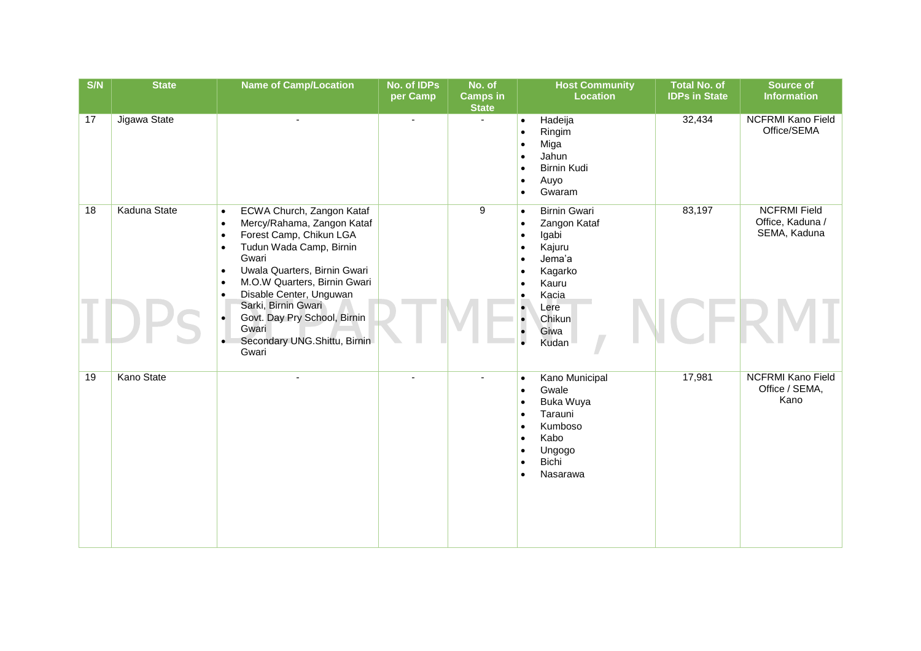| S/N | State | Name of Camp/Location | No. of IDPs per Camp | No. of Camps in State | Host Community Location | Total No. of IDPs in State | Source of Information |
|---|---|---|---|---|---|---|---|
| 17 | Jigawa State | - | - | - | • Hadeija<br>• Ringim<br>• Miga<br>• Jahun<br>• Birnin Kudi<br>• Auyo<br>• Gwaram | 32,434 | NCFRMI Kano Field Office/SEMA |
| 18 | Kaduna State | • ECWA Church, Zangon Kataf<br>• Mercy/Rahama, Zangon Kataf<br>• Forest Camp, Chikun LGA<br>• Tudun Wada Camp, Birnin Gwari<br>• Uwala Quarters, Birnin Gwari<br>• M.O.W Quarters, Birnin Gwari<br>• Disable Center, Unguwan Sarki, Birnin Gwari<br>• Govt. Day Pry School, Birnin Gwari<br>• Secondary UNG.Shittu, Birnin Gwari | | 9 | • Birnin Gwari<br>• Zangon Kataf<br>• Igabi<br>• Kajuru<br>• Jema'a<br>• Kagarko<br>• Kauru<br>• Kacia<br>• Lere<br>• Chikun<br>• Giwa<br>• Kudan | 83,197 | NCFRMI Field Office, Kaduna / SEMA, Kaduna |
| 19 | Kano State | - | - | - | • Kano Municipal<br>• Gwale<br>• Buka Wuya<br>• Tarauni<br>• Kumboso<br>• Kabo<br>• Ungogo<br>• Bichi<br>• Nasarawa | 17,981 | NCFRMI Kano Field Office / SEMA, Kano |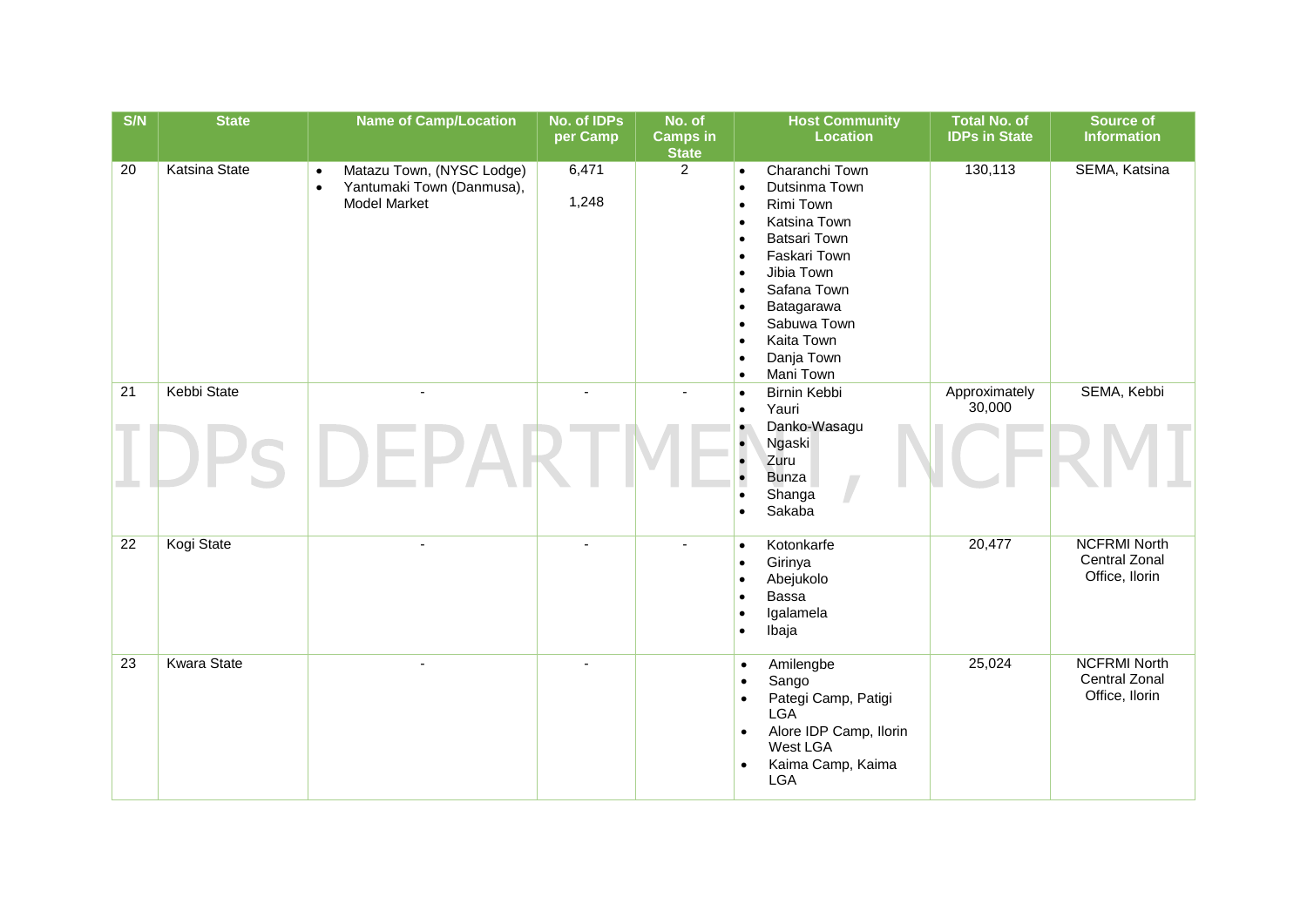| S/N | State | Name of Camp/Location | No. of IDPs per Camp | No. of Camps in State | Host Community Location | Total No. of IDPs in State | Source of Information |
|---|---|---|---|---|---|---|---|
| 20 | Katsina State | • Matazu Town, (NYSC Lodge)<br>• Yantumaki Town (Danmusa), Model Market | 6,471<br><br>1,248 | 2 | • Charanchi Town<br>• Dutsinma Town<br>• Rimi Town<br>• Katsina Town<br>• Batsari Town<br>• Faskari Town<br>• Jibia Town<br>• Safana Town<br>• Batagarawa<br>• Sabuwa Town<br>• Kaita Town<br>• Danja Town<br>• Mani Town | 130,113 | SEMA, Katsina |
| 21 | Kebbi State | - | - | - | • Birnin Kebbi<br>• Yauri<br>• Danko-Wasagu<br>• Ngaski<br>• Zuru<br>• Bunza<br>• Shanga<br>• Sakaba | Approximately 30,000 | SEMA, Kebbi |
| 22 | Kogi State | - | - | - | • Kotonkarfe<br>• Girinya<br>• Abejukolo<br>• Bassa<br>• Igalamela<br>• Ibaja | 20,477 | NCFRMI North Central Zonal Office, Ilorin |
| 23 | Kwara State | - | - | | • Amilengbe<br>• Sango<br>• Pategi Camp, Patigi LGA<br>• Alore IDP Camp, Ilorin West LGA<br>• Kaima Camp, Kaima LGA | 25,024 | NCFRMI North Central Zonal Office, Ilorin |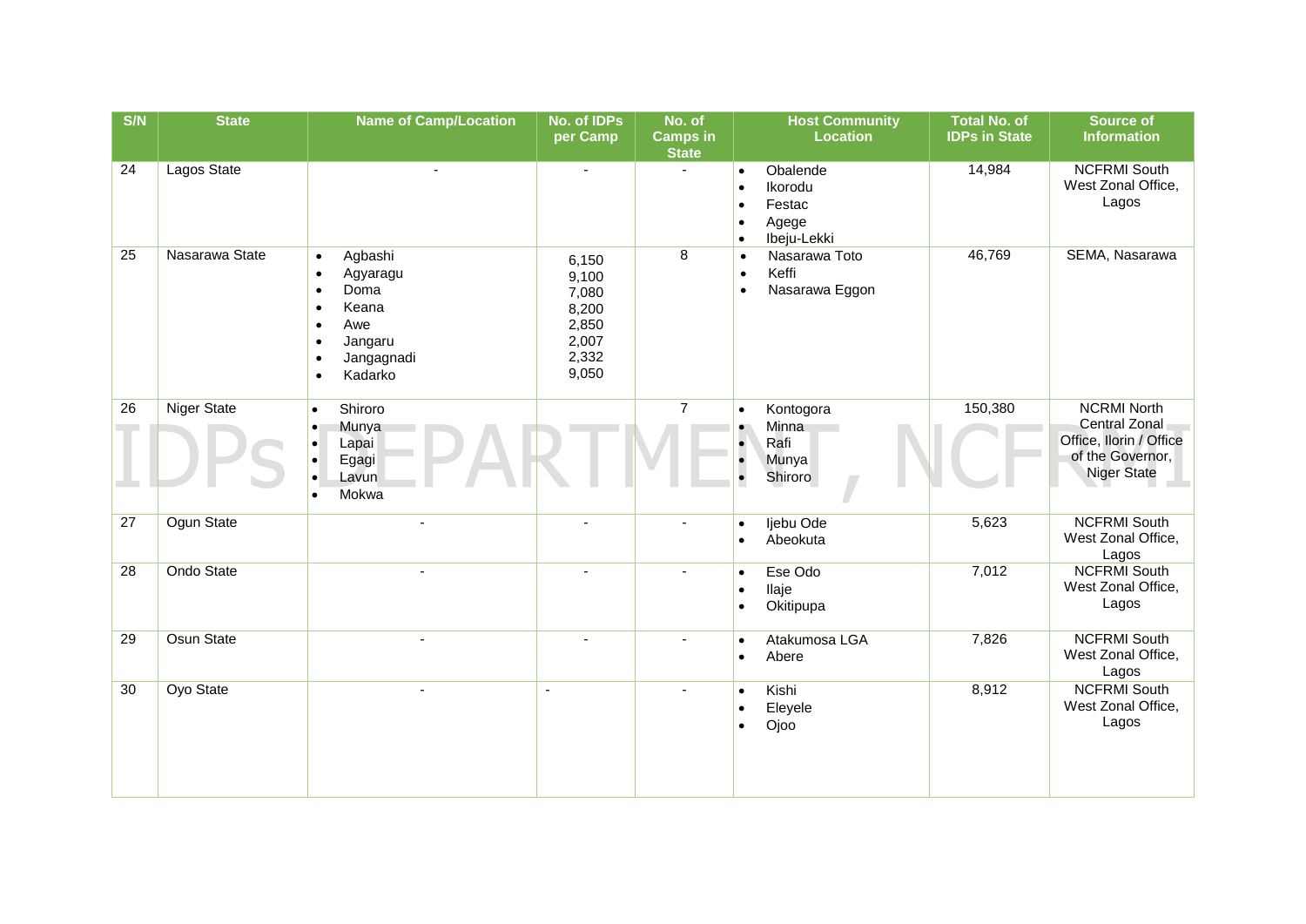| S/N | State | Name of Camp/Location | No. of IDPs per Camp | No. of Camps in State | Host Community Location | Total No. of IDPs in State | Source of Information |
|---|---|---|---|---|---|---|---|
| 24 | Lagos State | - | - | - | • Obalende<br>• Ikorodu<br>• Festac<br>• Agege<br>• Ibeju-Lekki | 14,984 | NCFRMI South West Zonal Office, Lagos |
| 25 | Nasarawa State | • Agbashi<br>• Agyaragu<br>• Doma<br>• Keana<br>• Awe<br>• Jangaru<br>• Jangagnadi<br>• Kadarko | 6,150<br>9,100<br>7,080<br>8,200<br>2,850<br>2,007<br>2,332<br>9,050 | 8 | • Nasarawa Toto<br>• Keffi<br>• Nasarawa Eggon | 46,769 | SEMA, Nasarawa |
| 26 | Niger State | • Shiroro<br>• Munya<br>• Lapai<br>• Egagi<br>• Lavun<br>• Mokwa | | 7 | • Kontogora<br>• Minna<br>• Rafi<br>• Munya<br>• Shiroro | 150,380 | NCRMI North Central Zonal Office, Ilorin / Office of the Governor, Niger State |
| 27 | Ogun State | - | - | - | • Ijebu Ode<br>• Abeokuta | 5,623 | NCFRMI South West Zonal Office, Lagos |
| 28 | Ondo State | - | - | - | • Ese Odo<br>• Ilaje<br>• Okitipupa | 7,012 | NCFRMI South West Zonal Office, Lagos |
| 29 | Osun State | - | - | - | • Atakumosa LGA<br>• Abere | 7,826 | NCFRMI South West Zonal Office, Lagos |
| 30 | Oyo State | - | - | - | • Kishi<br>• Eleyele<br>• Ojoo | 8,912 | NCFRMI South West Zonal Office, Lagos |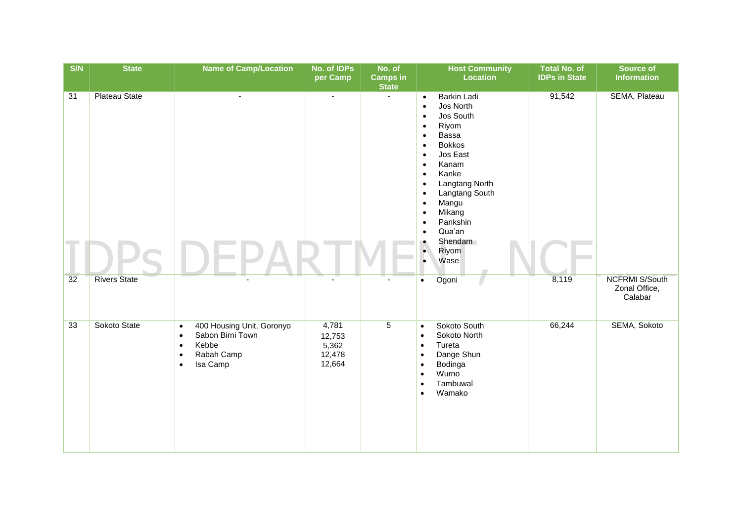| S/N | State | Name of Camp/Location | No. of IDPs per Camp | No. of Camps in State | Host Community Location | Total No. of IDPs in State | Source of Information |
|---|---|---|---|---|---|---|---|
| 31 | Plateau State | - | - | - | • Barkin Ladi<br>• Jos North<br>• Jos South<br>• Riyom<br>• Bassa<br>• Bokkos<br>• Jos East<br>• Kanam<br>• Kanke<br>• Langtang North<br>• Langtang South<br>• Mangu<br>• Mikang<br>• Pankshin<br>• Qua'an<br>• Shendam<br>• Riyom<br>• Wase | 91,542 | SEMA, Plateau |
| 32 | Rivers State | - | - | - | • Ogoni | 8,119 | NCFRMI S/South Zonal Office, Calabar |
| 33 | Sokoto State | • 400 Housing Unit, Goronyo<br>• Sabon Birni Town<br>• Kebbe<br>• Rabah Camp<br>• Isa Camp | 4,781<br>12,753<br>5,362<br>12,478<br>12,664 | 5 | • Sokoto South<br>• Sokoto North<br>• Tureta<br>• Dange Shun<br>• Bodinga<br>• Wurno<br>• Tambuwal<br>• Wamako | 66,244 | SEMA, Sokoto |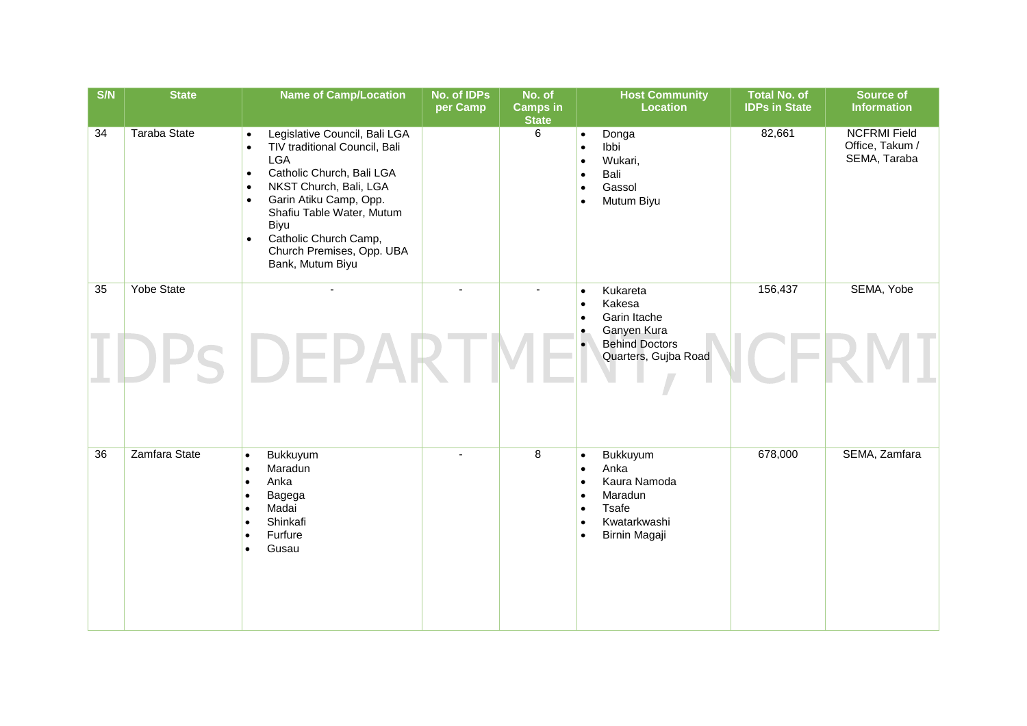| S/N | State | Name of Camp/Location | No. of IDPs per Camp | No. of Camps in State | Host Community Location | Total No. of IDPs in State | Source of Information |
|---|---|---|---|---|---|---|---|
| 34 | Taraba State | • Legislative Council, Bali LGA<br>• TIV traditional Council, Bali LGA<br>• Catholic Church, Bali LGA<br>• NKST Church, Bali, LGA<br>• Garin Atiku Camp, Opp. Shafiu Table Water, Mutum Biyu<br>• Catholic Church Camp, Church Premises, Opp. UBA Bank, Mutum Biyu | | 6 | • Donga<br>• Ibbi<br>• Wukari,<br>• Bali<br>• Gassol<br>• Mutum Biyu | 82,661 | NCFRMI Field Office, Takum / SEMA, Taraba |
| 35 | Yobe State | - | - | - | • Kukareta<br>• Kakesa<br>• Garin Itache<br>• Ganyen Kura<br>• Behind Doctors Quarters, Gujba Road | 156,437 | SEMA, Yobe |
| 36 | Zamfara State | • Bukkuyum<br>• Maradun<br>• Anka<br>• Bagega<br>• Madai<br>• Shinkafi<br>• Furfure<br>• Gusau | - | 8 | • Bukkuyum<br>• Anka<br>• Kaura Namoda<br>• Maradun<br>• Tsafe<br>• Kwatarkwashi<br>• Birnin Magaji | 678,000 | SEMA, Zamfara |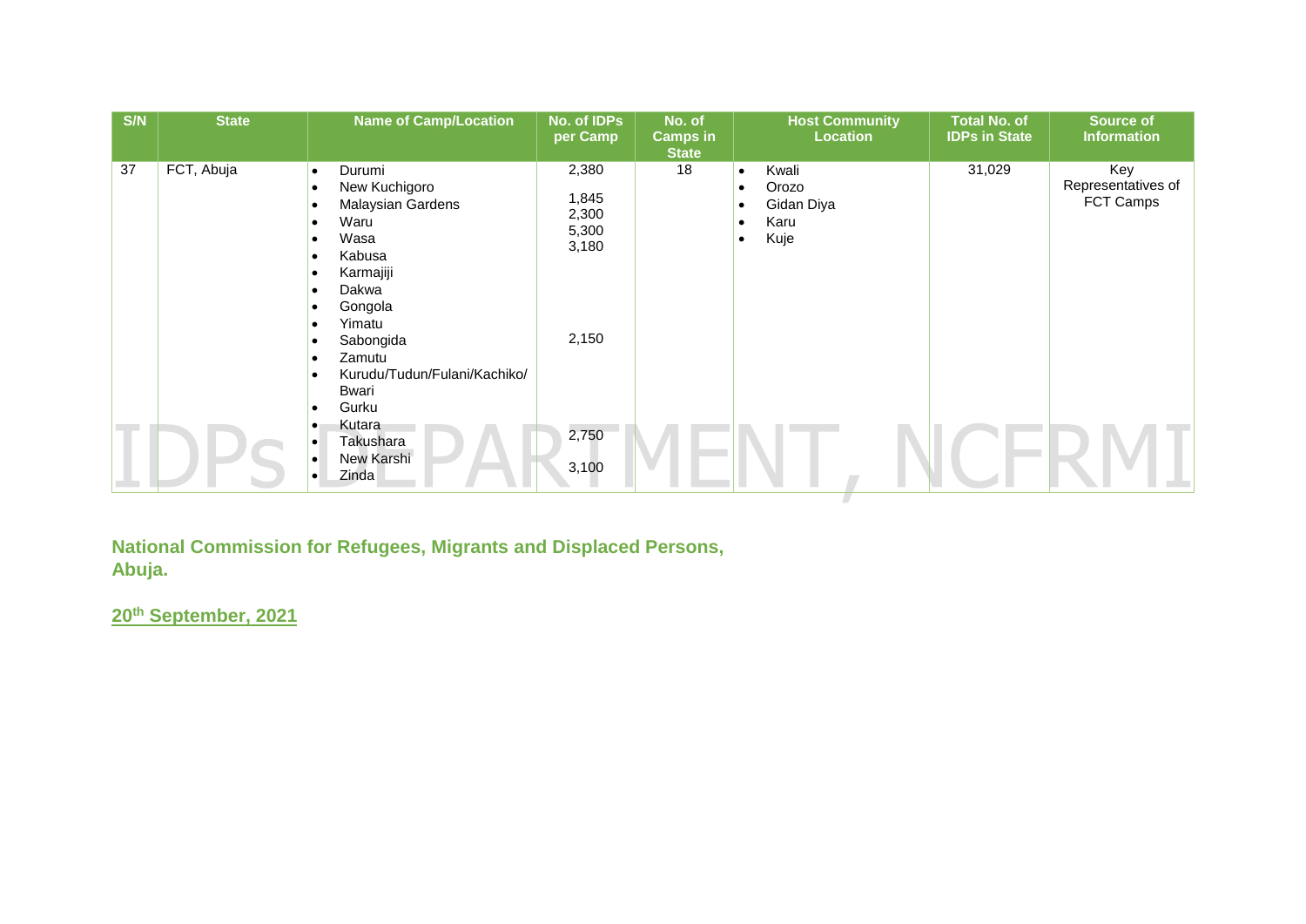| S/N | State | Name of Camp/Location | No. of IDPs per Camp | No. of Camps in State | Host Community Location | Total No. of IDPs in State | Source of Information |
|---|---|---|---|---|---|---|---|
| 37 | FCT, Abuja | • Durumi<br>• New Kuchigoro<br>• Malaysian Gardens<br>• Waru<br>• Wasa<br>• Kabusa<br>• Karmajiji<br>• Dakwa<br>• Gongola<br>• Yimatu<br>• Sabongida<br>• Zamutu<br>• Kurudu/Tudun/Fulani/Kachiko/ Bwari<br>• Gurku<br>• Kutara<br>• Takushara<br>• New Karshi<br>• Zinda | 2,380<br>1,845<br>2,300<br>5,300<br>3,180<br>2,150<br>2,750<br>3,100 | 18 | • Kwali<br>• Orozo<br>• Gidan Diya<br>• Karu<br>• Kuje | 31,029 | Key Representatives of FCT Camps |

IDPs DEPARTMENT, NCFRMI

**National Commission for Refugees, Migrants and Displaced Persons, Abuja.**

**20th September, 2021**